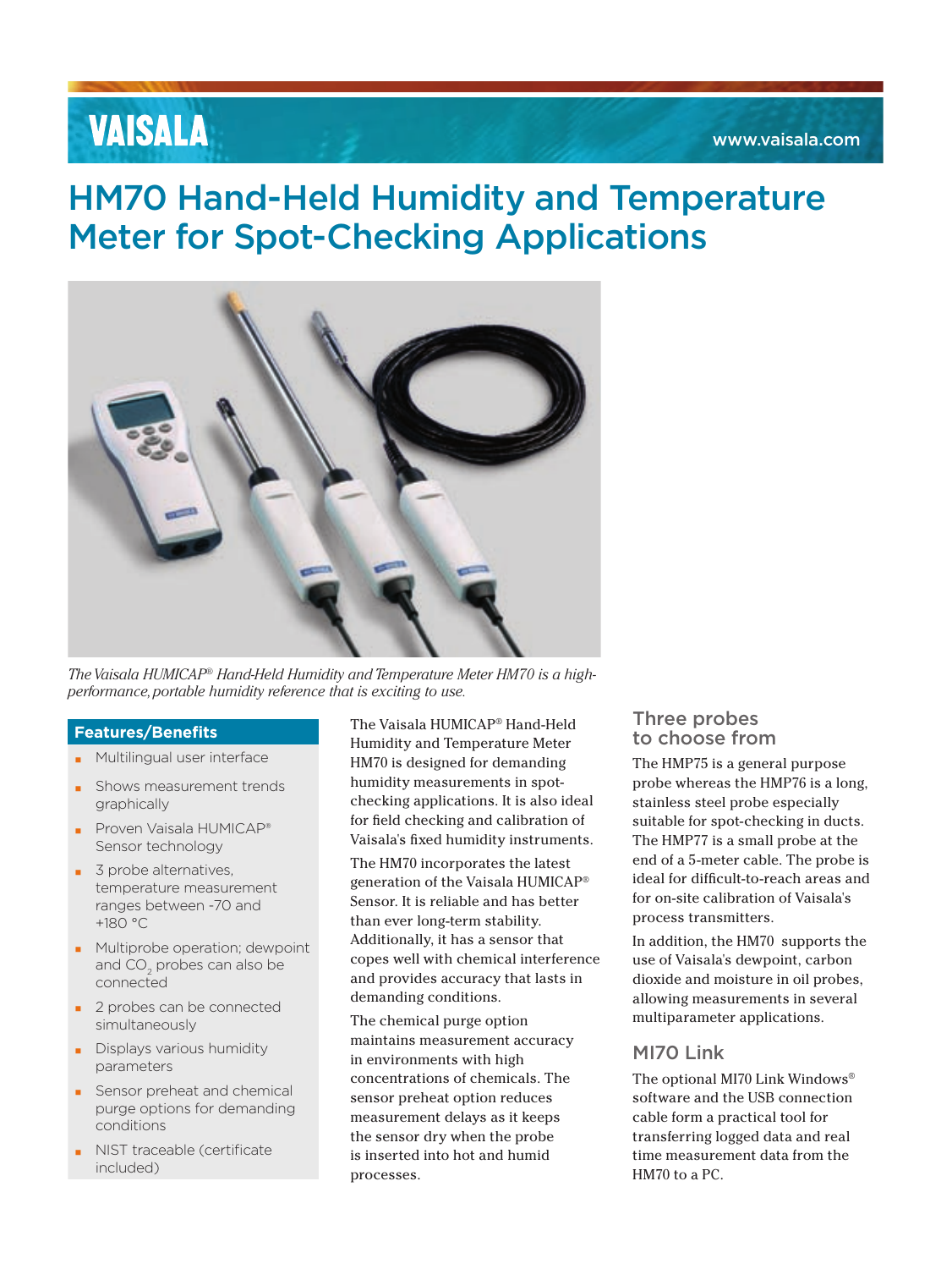VAISALA

www.vaisala.com

# HM70 Hand-Held Humidity and Temperature Meter for Spot-Checking Applications

*The Vaisala HUMICAP® Hand-Held Humidity and Temperature Meter HM70 is a high-performance, portable humidity reference that is exciting to use.*

## Features/Benefits

- Multilingual user interface
- Shows measurement trends graphically
- Proven Vaisala HUMICAP® Sensor technology
- 3 probe alternatives, temperature measurement ranges between -70 and +180 °C
- Multiprobe operation; dewpoint and $CO_2$ probes can also be connected
- 2 probes can be connected simultaneously
- Displays various humidity parameters
- Sensor preheat and chemical purge options for demanding conditions
- NIST traceable (certificate included)

The Vaisala HUMICAP® Hand-Held Humidity and Temperature Meter HM70 is designed for demanding humidity measurements in spot-checking applications. It is also ideal for field checking and calibration of Vaisala's fixed humidity instruments.

The HM70 incorporates the latest generation of the Vaisala HUMICAP® Sensor. It is reliable and has better than ever long-term stability. Additionally, it has a sensor that copes well with chemical interference and provides accuracy that lasts in demanding conditions.

The chemical purge option maintains measurement accuracy in environments with high concentrations of chemicals. The sensor preheat option reduces measurement delays as it keeps the sensor dry when the probe is inserted into hot and humid processes.

## Three probes to choose from

The HMP75 is a general purpose probe whereas the HMP76 is a long, stainless steel probe especially suitable for spot-checking in ducts. The HMP77 is a small probe at the end of a 5-meter cable. The probe is ideal for difficult-to-reach areas and for on-site calibration of Vaisala's process transmitters.

In addition, the HM70 supports the use of Vaisala's dewpoint, carbon dioxide and moisture in oil probes, allowing measurements in several multiparameter applications.

## MI70 Link

The optional MI70 Link Windows® software and the USB connection cable form a practical tool for transferring logged data and real time measurement data from the HM70 to a PC.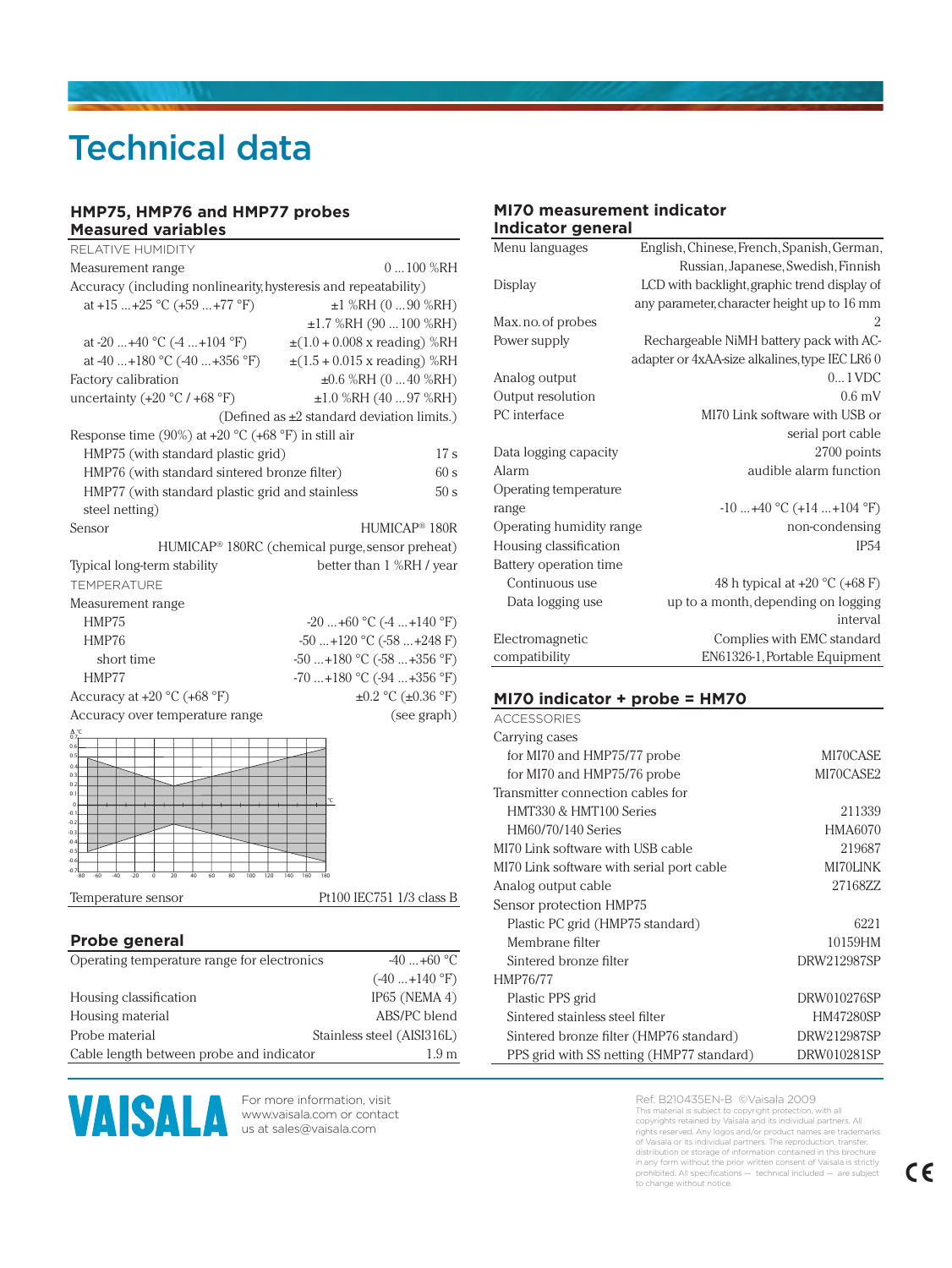# Technical data

## HMP75, HMP76 and HMP77 probes

### Measured variables

RELATIVE HUMIDITY

| | |
|---|---|
| Measurement range | 0 ... 100 %RH |
| Accuracy (including nonlinearity, hysteresis and repeatability) | |
| at +15 ... +25 °C (+59 ... +77 °F) | ±1 %RH (0 ... 90 %RH) |
| | ±1.7 %RH (90 ... 100 %RH) |
| at -20 ... +40 °C (-4 ... +104 °F) | ±(1.0 + 0.008 x reading) %RH |
| at -40 ... +180 °C (-40 ... +356 °F) | ±(1.5 + 0.015 x reading) %RH |
| Factory calibration | ±0.6 %RH (0 ... 40 %RH) |
| uncertainty (+20 °C / +68 °F) | ±1.0 %RH (40 ... 97 %RH) |
| | (Defined as ±2 standard deviation limits.) |
| Response time (90%) at +20 °C (+68 °F) in still air | |
| HMP75 (with standard plastic grid) | 17 s |
| HMP76 (with standard sintered bronze filter) | 60 s |
| HMP77 (with standard plastic grid and stainless steel netting) | 50 s |
| Sensor | HUMICAP® 180R |
| | HUMICAP® 180RC (chemical purge, sensor preheat) |
| Typical long-term stability | better than 1 %RH / year |

TEMPERATURE

| | |
|---|---|
| Measurement range | |
| HMP75 | -20 ... +60 °C (-4 ... +140 °F) |
| HMP76 | -50 ... +120 °C (-58 ... +248 F) |
| short time | -50 ... +180 °C (-58 ... +356 °F) |
| HMP77 | -70 ... +180 °C (-94 ... +356 °F) |
| Accuracy at +20 °C (+68 °F) | ±0.2 °C (±0.36 °F) |
| Accuracy over temperature range | (see graph) |

Δ °C
0.7 0.6 0.5 0.4 0.3 0.2 0.1 0 -0.1 -0.2 -0.3 -0.4 -0.5 -0.6 -0.7
-80 -60 -40 -20 0 20 40 60 80 100 120 140 160 180 °C

| | |
|---|---|
| Temperature sensor | Pt100 IEC751 1/3 class B |

### Probe general

| | |
|---|---|
| Operating temperature range for electronics | -40 ... +60 °C (-40 ... +140 °F) |
| Housing classification | IP65 (NEMA 4) |
| Housing material | ABS/PC blend |
| Probe material | Stainless steel (AISI316L) |
| Cable length between probe and indicator | 1.9 m |

## MI70 measurement indicator

### Indicator general

| | |
|---|---|
| Menu languages | English, Chinese, French, Spanish, German, Russian, Japanese, Swedish, Finnish |
| Display | LCD with backlight, graphic trend display of any parameter, character height up to 16 mm |
| Max. no. of probes | 2 |
| Power supply | Rechargeable NiMH battery pack with AC-adapter or 4xAA-size alkalines, type IEC LR6 0 |
| Analog output | 0... 1 VDC |
| Output resolution | 0.6 mV |
| PC interface | MI70 Link software with USB or serial port cable |
| Data logging capacity | 2700 points |
| Alarm | audible alarm function |
| Operating temperature range | -10 ... +40 °C (+14 ... +104 °F) |
| Operating humidity range | non-condensing |
| Housing classification | IP54 |
| Battery operation time | |
| Continuous use | 48 h typical at +20 °C (+68 F) |
| Data logging use | up to a month, depending on logging interval |
| Electromagnetic compatibility | Complies with EMC standard EN61326-1, Portable Equipment |

## MI70 indicator + probe = HM70

ACCESSORIES

| | |
|---|---|
| Carrying cases | |
| for MI70 and HMP75/77 probe | MI70CASE |
| for MI70 and HMP75/76 probe | MI70CASE2 |
| Transmitter connection cables for | |
| HMT330 & HMT100 Series | 211339 |
| HM60/70/140 Series | HMA6070 |
| MI70 Link software with USB cable | 219687 |
| MI70 Link software with serial port cable | MI70LINK |
| Analog output cable | 27168ZZ |
| Sensor protection HMP75 | |
| Plastic PC grid (HMP75 standard) | 6221 |
| Membrane filter | 10159HM |
| Sintered bronze filter | DRW212987SP |
| HMP76/77 | |
| Plastic PPS grid | DRW010276SP |
| Sintered stainless steel filter | HM47280SP |
| Sintered bronze filter (HMP76 standard) | DRW212987SP |
| PPS grid with SS netting (HMP77 standard) | DRW010281SP |

VAISALA

For more information, visit www.vaisala.com or contact us at sales@vaisala.com

Ref. B210435EN-B ©Vaisala 2009

This material is subject to copyright protection, with all copyrights retained by Vaisala and its individual partners. All rights reserved. Any logos and/or product names are trademarks of Vaisala or its individual partners. The reproduction, transfer, distribution or storage of information contained in this brochure in any form without the prior written consent of Vaisala is strictly prohibited. All specifications — technical included — are subject to change without notice.

CE